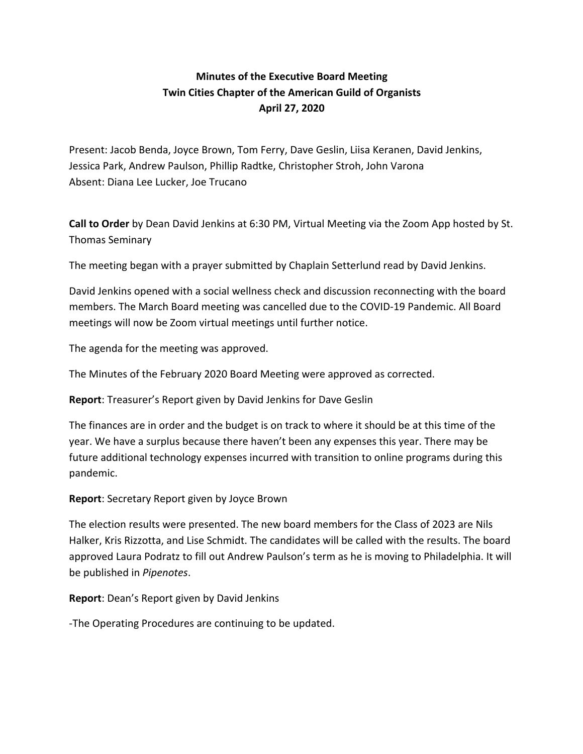# Minutes of the Executive Board Meeting
## Twin Cities Chapter of the American Guild of Organists
### April 27, 2020

Present: Jacob Benda, Joyce Brown, Tom Ferry, Dave Geslin, Liisa Keranen, David Jenkins, Jessica Park, Andrew Paulson, Phillip Radtke, Christopher Stroh, John Varona
Absent: Diana Lee Lucker, Joe Trucano

**Call to Order** by Dean David Jenkins at 6:30 PM, Virtual Meeting via the Zoom App hosted by St. Thomas Seminary

The meeting began with a prayer submitted by Chaplain Setterlund read by David Jenkins.

David Jenkins opened with a social wellness check and discussion reconnecting with the board members. The March Board meeting was cancelled due to the COVID-19 Pandemic. All Board meetings will now be Zoom virtual meetings until further notice.

The agenda for the meeting was approved.

The Minutes of the February 2020 Board Meeting were approved as corrected.

**Report**: Treasurer's Report given by David Jenkins for Dave Geslin

The finances are in order and the budget is on track to where it should be at this time of the year. We have a surplus because there haven't been any expenses this year. There may be future additional technology expenses incurred with transition to online programs during this pandemic.

**Report**: Secretary Report given by Joyce Brown

The election results were presented. The new board members for the Class of 2023 are Nils Halker, Kris Rizzotta, and Lise Schmidt. The candidates will be called with the results. The board approved Laura Podratz to fill out Andrew Paulson's term as he is moving to Philadelphia. It will be published in *Pipenotes*.

**Report**: Dean's Report given by David Jenkins

-The Operating Procedures are continuing to be updated.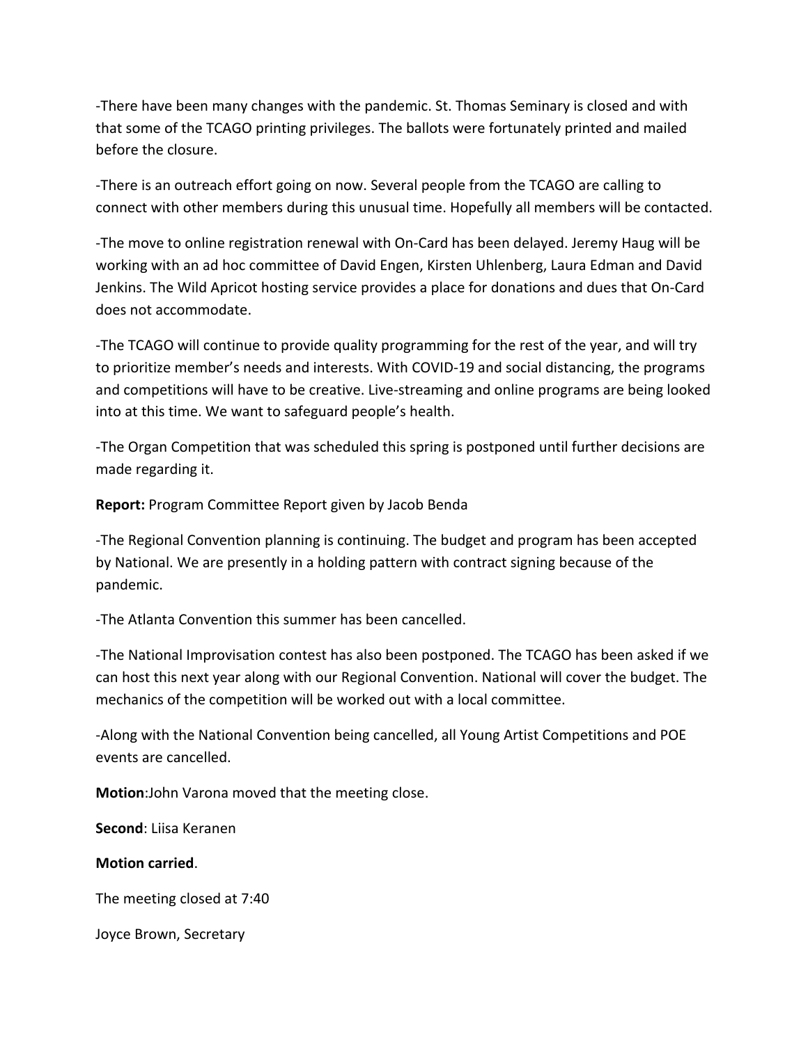-There have been many changes with the pandemic. St. Thomas Seminary is closed and with that some of the TCAGO printing privileges. The ballots were fortunately printed and mailed before the closure.

-There is an outreach effort going on now. Several people from the TCAGO are calling to connect with other members during this unusual time. Hopefully all members will be contacted.

-The move to online registration renewal with On-Card has been delayed. Jeremy Haug will be working with an ad hoc committee of David Engen, Kirsten Uhlenberg, Laura Edman and David Jenkins. The Wild Apricot hosting service provides a place for donations and dues that On-Card does not accommodate.

-The TCAGO will continue to provide quality programming for the rest of the year, and will try to prioritize member's needs and interests. With COVID-19 and social distancing, the programs and competitions will have to be creative. Live-streaming and online programs are being looked into at this time. We want to safeguard people's health.

-The Organ Competition that was scheduled this spring is postponed until further decisions are made regarding it.

**Report:** Program Committee Report given by Jacob Benda

-The Regional Convention planning is continuing. The budget and program has been accepted by National. We are presently in a holding pattern with contract signing because of the pandemic.

-The Atlanta Convention this summer has been cancelled.

-The National Improvisation contest has also been postponed. The TCAGO has been asked if we can host this next year along with our Regional Convention. National will cover the budget. The mechanics of the competition will be worked out with a local committee.

-Along with the National Convention being cancelled, all Young Artist Competitions and POE events are cancelled.

**Motion**:John Varona moved that the meeting close.

**Second**: Liisa Keranen

**Motion carried**.

The meeting closed at 7:40

Joyce Brown, Secretary